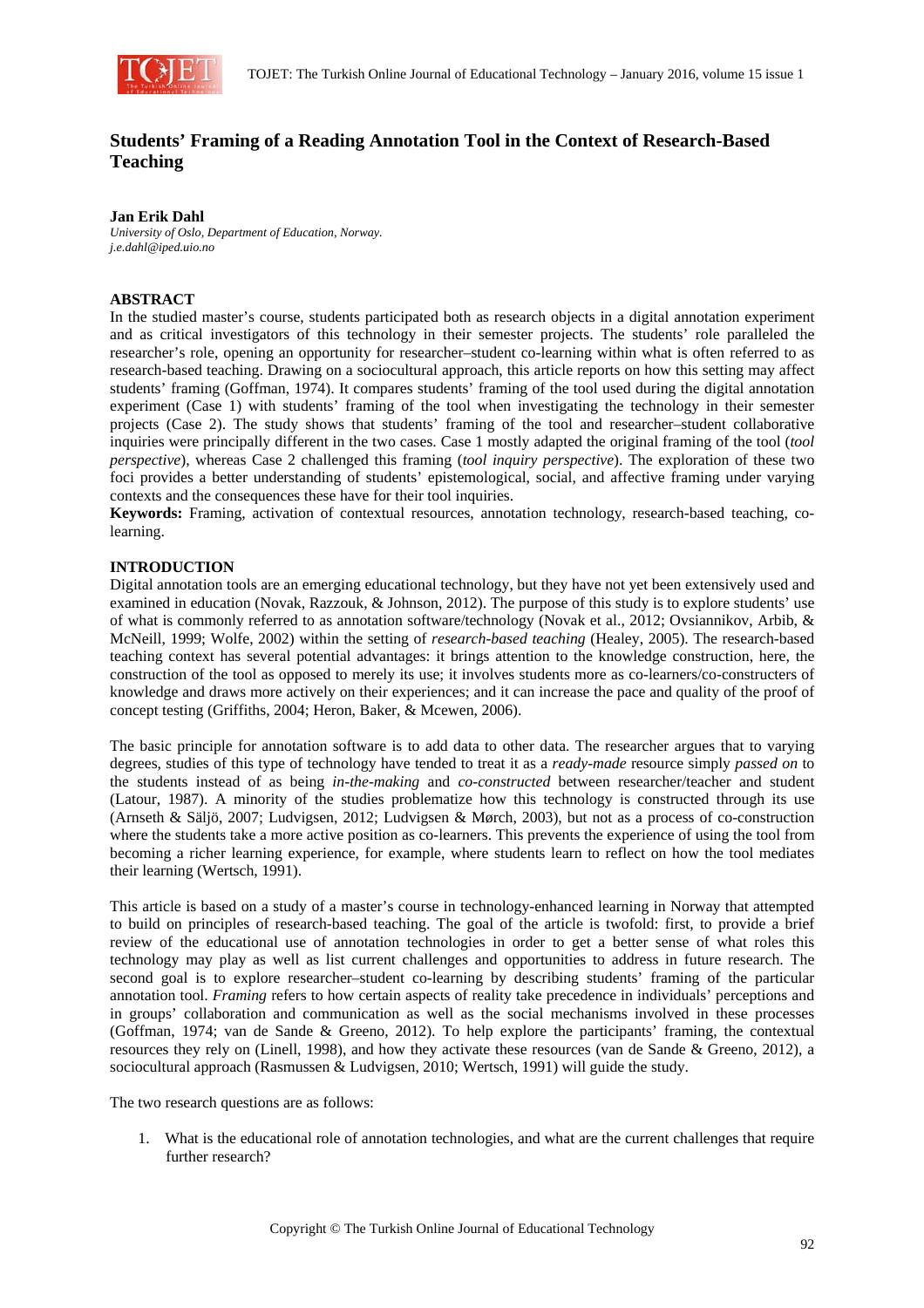# Students' Framing of a Reading Annotation Tool in the Context of Research-Based Teaching

**Jan Erik Dahl**
*University of Oslo, Department of Education, Norway.*
*j.e.dahl@iped.uio.no*

## ABSTRACT

In the studied master's course, students participated both as research objects in a digital annotation experiment and as critical investigators of this technology in their semester projects. The students' role paralleled the researcher's role, opening an opportunity for researcher–student co-learning within what is often referred to as research-based teaching. Drawing on a sociocultural approach, this article reports on how this setting may affect students' framing (Goffman, 1974). It compares students' framing of the tool used during the digital annotation experiment (Case 1) with students' framing of the tool when investigating the technology in their semester projects (Case 2). The study shows that students' framing of the tool and researcher–student collaborative inquiries were principally different in the two cases. Case 1 mostly adapted the original framing of the tool (*tool perspective*), whereas Case 2 challenged this framing (*tool inquiry perspective*). The exploration of these two foci provides a better understanding of students' epistemological, social, and affective framing under varying contexts and the consequences these have for their tool inquiries.

**Keywords:** Framing, activation of contextual resources, annotation technology, research-based teaching, co-learning.

## INTRODUCTION

Digital annotation tools are an emerging educational technology, but they have not yet been extensively used and examined in education (Novak, Razzouk, & Johnson, 2012). The purpose of this study is to explore students' use of what is commonly referred to as annotation software/technology (Novak et al., 2012; Ovsiannikov, Arbib, & McNeill, 1999; Wolfe, 2002) within the setting of *research-based teaching* (Healey, 2005). The research-based teaching context has several potential advantages: it brings attention to the knowledge construction, here, the construction of the tool as opposed to merely its use; it involves students more as co-learners/co-constructers of knowledge and draws more actively on their experiences; and it can increase the pace and quality of the proof of concept testing (Griffiths, 2004; Heron, Baker, & Mcewen, 2006).

The basic principle for annotation software is to add data to other data. The researcher argues that to varying degrees, studies of this type of technology have tended to treat it as a *ready-made* resource simply *passed on* to the students instead of as being *in-the-making* and *co-constructed* between researcher/teacher and student (Latour, 1987). A minority of the studies problematize how this technology is constructed through its use (Arnseth & Säljö, 2007; Ludvigsen, 2012; Ludvigsen & Mørch, 2003), but not as a process of co-construction where the students take a more active position as co-learners. This prevents the experience of using the tool from becoming a richer learning experience, for example, where students learn to reflect on how the tool mediates their learning (Wertsch, 1991).

This article is based on a study of a master's course in technology-enhanced learning in Norway that attempted to build on principles of research-based teaching. The goal of the article is twofold: first, to provide a brief review of the educational use of annotation technologies in order to get a better sense of what roles this technology may play as well as list current challenges and opportunities to address in future research. The second goal is to explore researcher–student co-learning by describing students' framing of the particular annotation tool. *Framing* refers to how certain aspects of reality take precedence in individuals' perceptions and in groups' collaboration and communication as well as the social mechanisms involved in these processes (Goffman, 1974; van de Sande & Greeno, 2012). To help explore the participants' framing, the contextual resources they rely on (Linell, 1998), and how they activate these resources (van de Sande & Greeno, 2012), a sociocultural approach (Rasmussen & Ludvigsen, 2010; Wertsch, 1991) will guide the study.

The two research questions are as follows:

1. What is the educational role of annotation technologies, and what are the current challenges that require further research?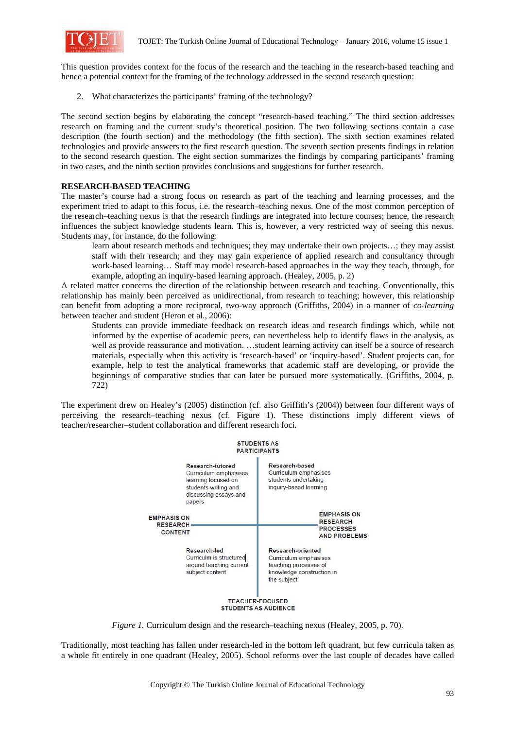This question provides context for the focus of the research and the teaching in the research-based teaching and hence a potential context for the framing of the technology addressed in the second research question:

2. What characterizes the participants' framing of the technology?

The second section begins by elaborating the concept "research-based teaching." The third section addresses research on framing and the current study's theoretical position. The two following sections contain a case description (the fourth section) and the methodology (the fifth section). The sixth section examines related technologies and provide answers to the first research question. The seventh section presents findings in relation to the second research question. The eight section summarizes the findings by comparing participants' framing in two cases, and the ninth section provides conclusions and suggestions for further research.

## RESEARCH-BASED TEACHING

The master's course had a strong focus on research as part of the teaching and learning processes, and the experiment tried to adapt to this focus, i.e. the research–teaching nexus. One of the most common perception of the research–teaching nexus is that the research findings are integrated into lecture courses; hence, the research influences the subject knowledge students learn. This is, however, a very restricted way of seeing this nexus. Students may, for instance, do the following:

> learn about research methods and techniques; they may undertake their own projects…; they may assist staff with their research; and they may gain experience of applied research and consultancy through work-based learning… Staff may model research-based approaches in the way they teach, through, for example, adopting an inquiry-based learning approach. (Healey, 2005, p. 2)

A related matter concerns the direction of the relationship between research and teaching. Conventionally, this relationship has mainly been perceived as unidirectional, from research to teaching; however, this relationship can benefit from adopting a more reciprocal, two-way approach (Griffiths, 2004) in a manner of *co-learning* between teacher and student (Heron et al., 2006):

> Students can provide immediate feedback on research ideas and research findings which, while not informed by the expertise of academic peers, can nevertheless help to identify flaws in the analysis, as well as provide reassurance and motivation. …student learning activity can itself be a source of research materials, especially when this activity is 'research-based' or 'inquiry-based'. Student projects can, for example, help to test the analytical frameworks that academic staff are developing, or provide the beginnings of comparative studies that can later be pursued more systematically. (Griffiths, 2004, p. 722)

The experiment drew on Healey's (2005) distinction (cf. also Griffith's (2004)) between four different ways of perceiving the research–teaching nexus (cf. Figure 1). These distinctions imply different views of teacher/researcher–student collaboration and different research foci.

STUDENTS AS PARTICIPANTS

**Research-tutored**
Curriculum emphasises learning focused on students writing and discussing essays and papers

**Research-based**
Curriculum emphasises students undertaking inquiry-based learning

EMPHASIS ON RESEARCH CONTENT

EMPHASIS ON RESEARCH PROCESSES AND PROBLEMS

**Research-led**
Curriculm is structured around teaching current subject content

**Research-oriented**
Curriculum emphasises teaching processes of knowledge construction in the subject

TEACHER-FOCUSED
STUDENTS AS AUDIENCE

*Figure 1.* Curriculum design and the research–teaching nexus (Healey, 2005, p. 70).

Traditionally, most teaching has fallen under research-led in the bottom left quadrant, but few curricula taken as a whole fit entirely in one quadrant (Healey, 2005). School reforms over the last couple of decades have called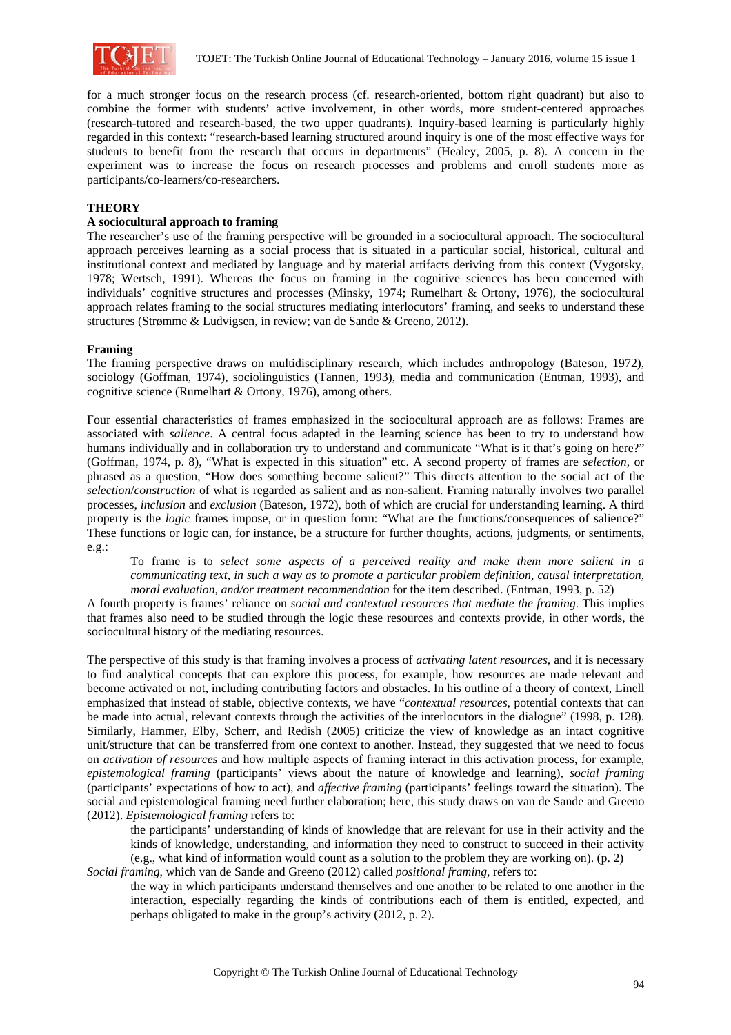for a much stronger focus on the research process (cf. research-oriented, bottom right quadrant) but also to combine the former with students' active involvement, in other words, more student-centered approaches (research-tutored and research-based, the two upper quadrants). Inquiry-based learning is particularly highly regarded in this context: "research-based learning structured around inquiry is one of the most effective ways for students to benefit from the research that occurs in departments" (Healey, 2005, p. 8). A concern in the experiment was to increase the focus on research processes and problems and enroll students more as participants/co-learners/co-researchers.

## THEORY

### A sociocultural approach to framing

The researcher's use of the framing perspective will be grounded in a sociocultural approach. The sociocultural approach perceives learning as a social process that is situated in a particular social, historical, cultural and institutional context and mediated by language and by material artifacts deriving from this context (Vygotsky, 1978; Wertsch, 1991). Whereas the focus on framing in the cognitive sciences has been concerned with individuals' cognitive structures and processes (Minsky, 1974; Rumelhart & Ortony, 1976), the sociocultural approach relates framing to the social structures mediating interlocutors' framing, and seeks to understand these structures (Strømme & Ludvigsen, in review; van de Sande & Greeno, 2012).

### Framing

The framing perspective draws on multidisciplinary research, which includes anthropology (Bateson, 1972), sociology (Goffman, 1974), sociolinguistics (Tannen, 1993), media and communication (Entman, 1993), and cognitive science (Rumelhart & Ortony, 1976), among others.

Four essential characteristics of frames emphasized in the sociocultural approach are as follows: Frames are associated with *salience*. A central focus adapted in the learning science has been to try to understand how humans individually and in collaboration try to understand and communicate "What is it that's going on here?" (Goffman, 1974, p. 8), "What is expected in this situation" etc. A second property of frames are *selection*, or phrased as a question, "How does something become salient?" This directs attention to the social act of the *selection*/*construction* of what is regarded as salient and as non-salient. Framing naturally involves two parallel processes, *inclusion* and *exclusion* (Bateson, 1972), both of which are crucial for understanding learning. A third property is the *logic* frames impose, or in question form: "What are the functions/consequences of salience?" These functions or logic can, for instance, be a structure for further thoughts, actions, judgments, or sentiments, e.g.:

> To frame is to *select some aspects of a perceived reality and make them more salient in a communicating text, in such a way as to promote a particular problem definition, causal interpretation, moral evaluation, and/or treatment recommendation* for the item described. (Entman, 1993, p. 52)

A fourth property is frames' reliance on *social and contextual resources that mediate the framing*. This implies that frames also need to be studied through the logic these resources and contexts provide, in other words, the sociocultural history of the mediating resources.

The perspective of this study is that framing involves a process of *activating latent resources*, and it is necessary to find analytical concepts that can explore this process, for example, how resources are made relevant and become activated or not, including contributing factors and obstacles. In his outline of a theory of context, Linell emphasized that instead of stable, objective contexts, we have "*contextual resources*, potential contexts that can be made into actual, relevant contexts through the activities of the interlocutors in the dialogue" (1998, p. 128). Similarly, Hammer, Elby, Scherr, and Redish (2005) criticize the view of knowledge as an intact cognitive unit/structure that can be transferred from one context to another. Instead, they suggested that we need to focus on *activation of resources* and how multiple aspects of framing interact in this activation process, for example, *epistemological framing* (participants' views about the nature of knowledge and learning), *social framing* (participants' expectations of how to act), and *affective framing* (participants' feelings toward the situation). The social and epistemological framing need further elaboration; here, this study draws on van de Sande and Greeno (2012). *Epistemological framing* refers to:

> the participants' understanding of kinds of knowledge that are relevant for use in their activity and the kinds of knowledge, understanding, and information they need to construct to succeed in their activity (e.g., what kind of information would count as a solution to the problem they are working on). (p. 2)

*Social framing*, which van de Sande and Greeno (2012) called *positional framing*, refers to:

> the way in which participants understand themselves and one another to be related to one another in the interaction, especially regarding the kinds of contributions each of them is entitled, expected, and perhaps obligated to make in the group's activity (2012, p. 2).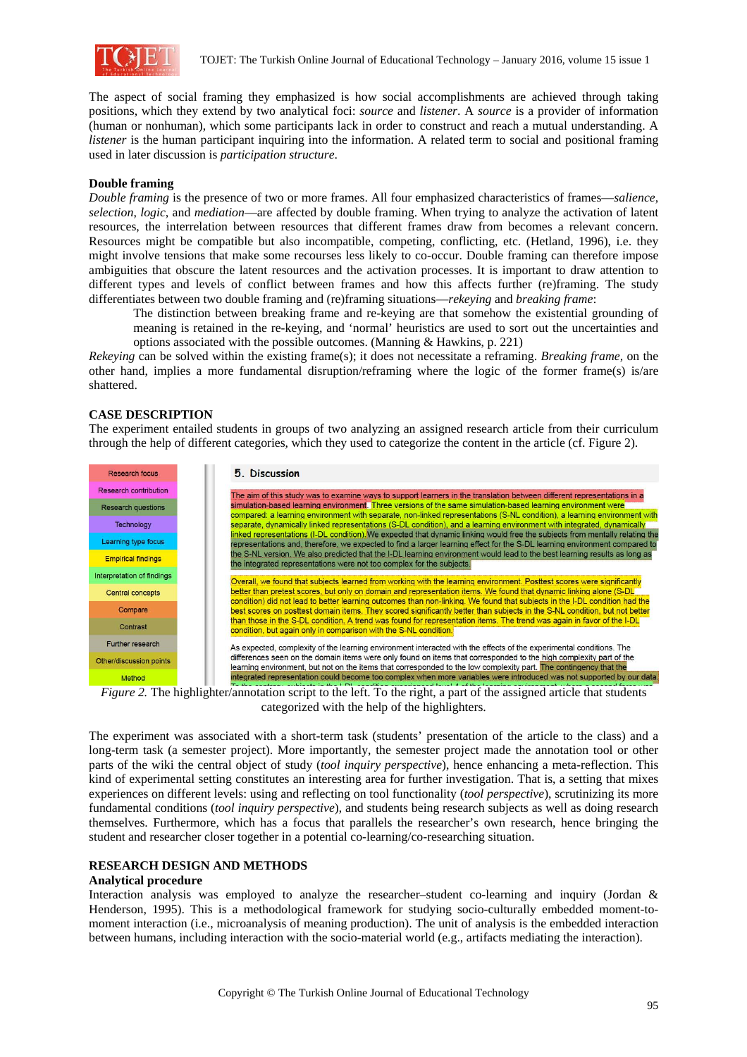The aspect of social framing they emphasized is how social accomplishments are achieved through taking positions, which they extend by two analytical foci: *source* and *listener*. A *source* is a provider of information (human or nonhuman), which some participants lack in order to construct and reach a mutual understanding. A *listener* is the human participant inquiring into the information. A related term to social and positional framing used in later discussion is *participation structure*.

### Double framing

*Double framing* is the presence of two or more frames. All four emphasized characteristics of frames—*salience*, *selection*, *logic*, and *mediation*—are affected by double framing. When trying to analyze the activation of latent resources, the interrelation between resources that different frames draw from becomes a relevant concern. Resources might be compatible but also incompatible, competing, conflicting, etc. (Hetland, 1996), i.e. they might involve tensions that make some recourses less likely to co-occur. Double framing can therefore impose ambiguities that obscure the latent resources and the activation processes. It is important to draw attention to different types and levels of conflict between frames and how this affects further (re)framing. The study differentiates between two double framing and (re)framing situations—*rekeying* and *breaking frame*:

> The distinction between breaking frame and re-keying are that somehow the existential grounding of meaning is retained in the re-keying, and 'normal' heuristics are used to sort out the uncertainties and options associated with the possible outcomes. (Manning & Hawkins, p. 221)

*Rekeying* can be solved within the existing frame(s); it does not necessitate a reframing. *Breaking frame*, on the other hand, implies a more fundamental disruption/reframing where the logic of the former frame(s) is/are shattered.

## CASE DESCRIPTION

The experiment entailed students in groups of two analyzing an assigned research article from their curriculum through the help of different categories, which they used to categorize the content in the article (cf. Figure 2).

Research focus
Research contribution
Research questions
Technology
Learning type focus
Empirical findings
Interpretation of findings
Central concepts
Compare
Contrast
Further research
Other/discussion points
Method

5. Discussion

The aim of this study was to examine ways to support learners in the translation between different representations in a simulation-based learning environment. Three versions of the same simulation-based learning environment were compared: a learning environment with separate, non-linked representations (S-NL condition), a learning environment with separate, dynamically linked representations (S-DL condition), and a learning environment with integrated, dynamically linked representations (I-DL condition). We expected that dynamic linking would free the subjects from mentally relating the representations and, therefore, we expected to find a larger learning effect for the S-DL learning environment compared to the S-NL version. We also predicted that the I-DL learning environment would lead to the best learning results as long as the integrated representations were not too complex for the subjects.

Overall, we found that subjects learned from working with the learning environment. Posttest scores were significantly better than pretest scores, but only on domain and representation items. We found that dynamic linking alone (S-DL condition) did not lead to better learning outcomes than non-linking. We found that subjects in the I-DL condition had the best scores on posttest domain items. They scored significantly better than subjects in the S-NL condition, but not better than those in the S-DL condition. A trend was found for representation items. The trend was again in favor of the I-DL condition, but again only in comparison with the S-NL condition.

As expected, complexity of the learning environment interacted with the effects of the experimental conditions. The differences seen on the domain items were only found on items that corresponded to the high complexity part of the learning environment, but not on the items that corresponded to the low complexity part. The contingency that the integrated representation could become too complex when more variables were introduced was not supported by our data.

*Figure 2.* The highlighter/annotation script to the left. To the right, a part of the assigned article that students categorized with the help of the highlighters.

The experiment was associated with a short-term task (students' presentation of the article to the class) and a long-term task (a semester project). More importantly, the semester project made the annotation tool or other parts of the wiki the central object of study (*tool inquiry perspective*), hence enhancing a meta-reflection. This kind of experimental setting constitutes an interesting area for further investigation. That is, a setting that mixes experiences on different levels: using and reflecting on tool functionality (*tool perspective*), scrutinizing its more fundamental conditions (*tool inquiry perspective*), and students being research subjects as well as doing research themselves. Furthermore, which has a focus that parallels the researcher's own research, hence bringing the student and researcher closer together in a potential co-learning/co-researching situation.

## RESEARCH DESIGN AND METHODS

### Analytical procedure

Interaction analysis was employed to analyze the researcher–student co-learning and inquiry (Jordan & Henderson, 1995). This is a methodological framework for studying socio-culturally embedded moment-to-moment interaction (i.e., microanalysis of meaning production). The unit of analysis is the embedded interaction between humans, including interaction with the socio-material world (e.g., artifacts mediating the interaction).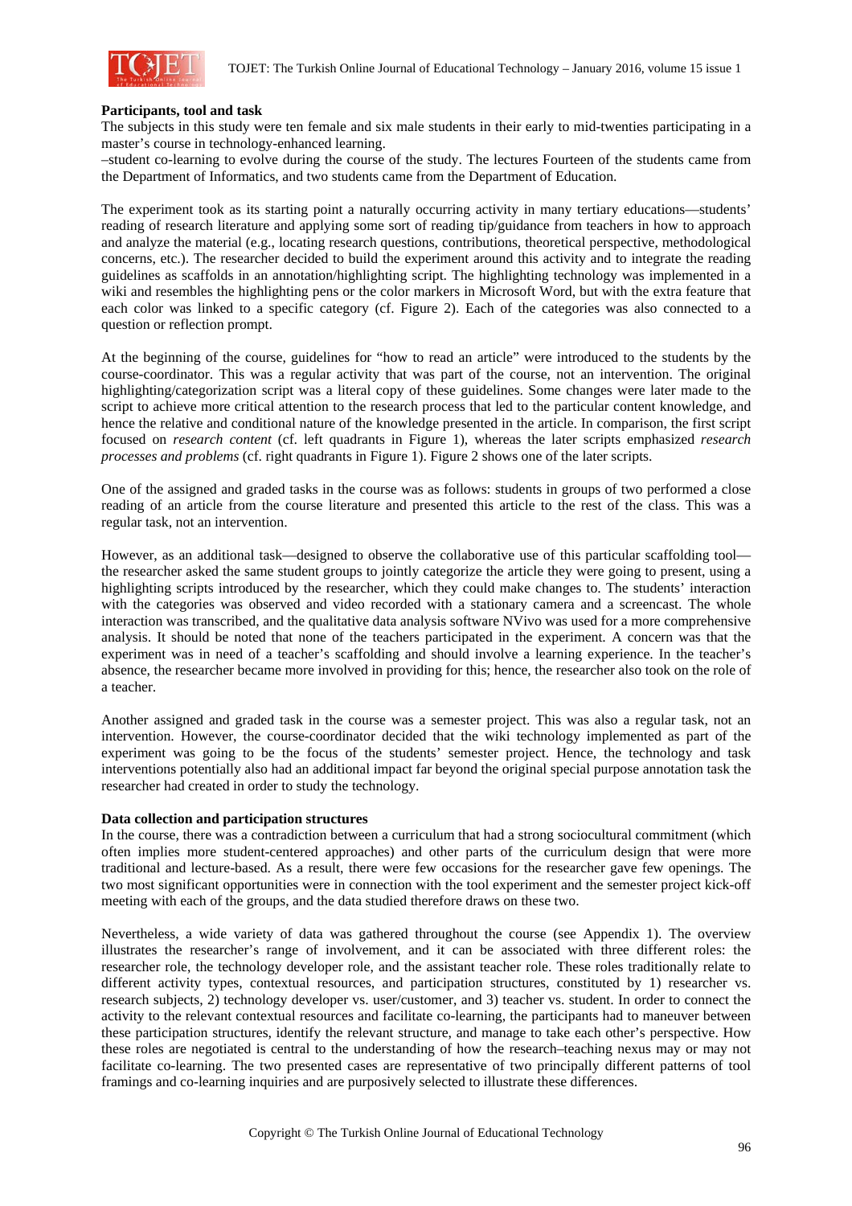**Participants, tool and task**

The subjects in this study were ten female and six male students in their early to mid-twenties participating in a master's course in technology-enhanced learning.

–student co-learning to evolve during the course of the study. The lectures Fourteen of the students came from the Department of Informatics, and two students came from the Department of Education.

The experiment took as its starting point a naturally occurring activity in many tertiary educations—students' reading of research literature and applying some sort of reading tip/guidance from teachers in how to approach and analyze the material (e.g., locating research questions, contributions, theoretical perspective, methodological concerns, etc.). The researcher decided to build the experiment around this activity and to integrate the reading guidelines as scaffolds in an annotation/highlighting script. The highlighting technology was implemented in a wiki and resembles the highlighting pens or the color markers in Microsoft Word, but with the extra feature that each color was linked to a specific category (cf. Figure 2). Each of the categories was also connected to a question or reflection prompt.

At the beginning of the course, guidelines for "how to read an article" were introduced to the students by the course-coordinator. This was a regular activity that was part of the course, not an intervention. The original highlighting/categorization script was a literal copy of these guidelines. Some changes were later made to the script to achieve more critical attention to the research process that led to the particular content knowledge, and hence the relative and conditional nature of the knowledge presented in the article. In comparison, the first script focused on *research content* (cf. left quadrants in Figure 1), whereas the later scripts emphasized *research processes and problems* (cf. right quadrants in Figure 1). Figure 2 shows one of the later scripts.

One of the assigned and graded tasks in the course was as follows: students in groups of two performed a close reading of an article from the course literature and presented this article to the rest of the class. This was a regular task, not an intervention.

However, as an additional task—designed to observe the collaborative use of this particular scaffolding tool—the researcher asked the same student groups to jointly categorize the article they were going to present, using a highlighting scripts introduced by the researcher, which they could make changes to. The students' interaction with the categories was observed and video recorded with a stationary camera and a screencast. The whole interaction was transcribed, and the qualitative data analysis software NVivo was used for a more comprehensive analysis. It should be noted that none of the teachers participated in the experiment. A concern was that the experiment was in need of a teacher's scaffolding and should involve a learning experience. In the teacher's absence, the researcher became more involved in providing for this; hence, the researcher also took on the role of a teacher.

Another assigned and graded task in the course was a semester project. This was also a regular task, not an intervention. However, the course-coordinator decided that the wiki technology implemented as part of the experiment was going to be the focus of the students' semester project. Hence, the technology and task interventions potentially also had an additional impact far beyond the original special purpose annotation task the researcher had created in order to study the technology.

**Data collection and participation structures**

In the course, there was a contradiction between a curriculum that had a strong sociocultural commitment (which often implies more student-centered approaches) and other parts of the curriculum design that were more traditional and lecture-based. As a result, there were few occasions for the researcher gave few openings. The two most significant opportunities were in connection with the tool experiment and the semester project kick-off meeting with each of the groups, and the data studied therefore draws on these two.

Nevertheless, a wide variety of data was gathered throughout the course (see Appendix 1). The overview illustrates the researcher's range of involvement, and it can be associated with three different roles: the researcher role, the technology developer role, and the assistant teacher role. These roles traditionally relate to different activity types, contextual resources, and participation structures, constituted by 1) researcher vs. research subjects, 2) technology developer vs. user/customer, and 3) teacher vs. student. In order to connect the activity to the relevant contextual resources and facilitate co-learning, the participants had to maneuver between these participation structures, identify the relevant structure, and manage to take each other's perspective. How these roles are negotiated is central to the understanding of how the research–teaching nexus may or may not facilitate co-learning. The two presented cases are representative of two principally different patterns of tool framings and co-learning inquiries and are purposively selected to illustrate these differences.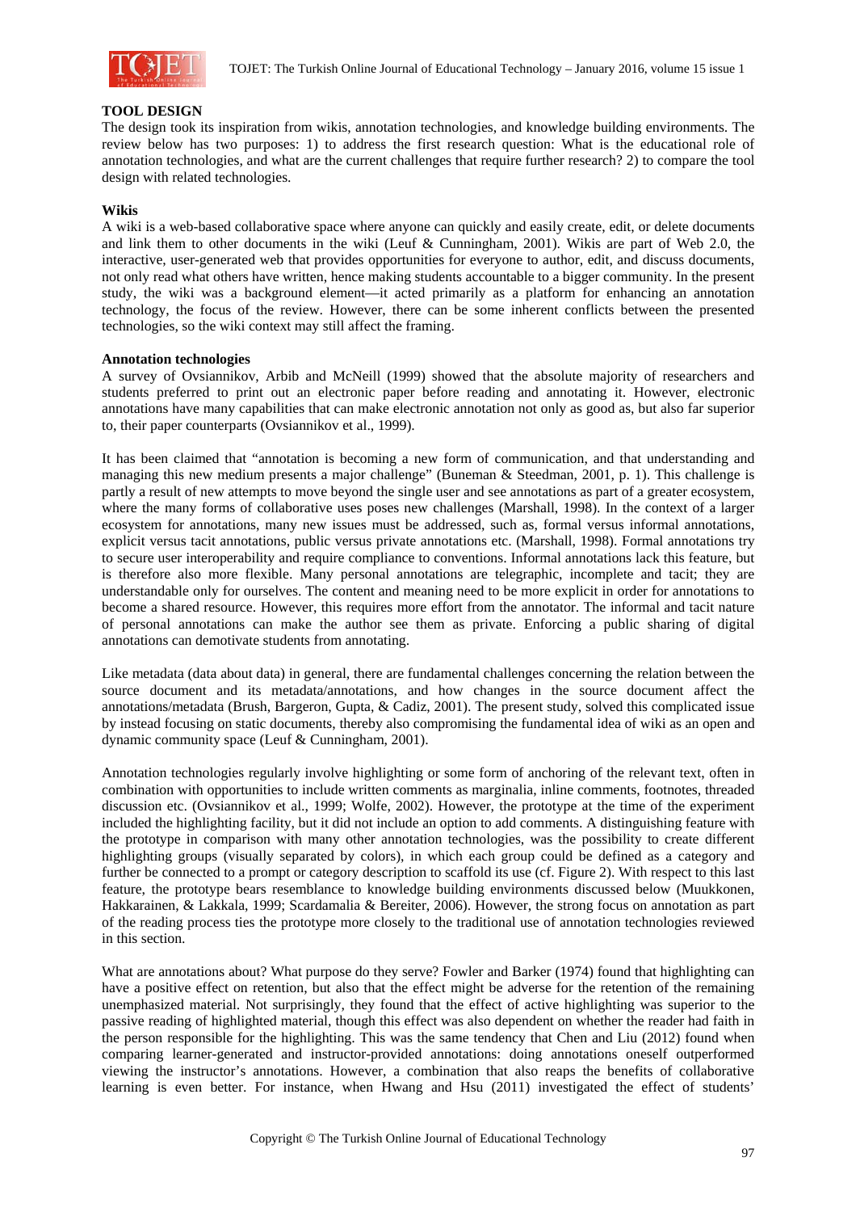## TOOL DESIGN

The design took its inspiration from wikis, annotation technologies, and knowledge building environments. The review below has two purposes: 1) to address the first research question: What is the educational role of annotation technologies, and what are the current challenges that require further research? 2) to compare the tool design with related technologies.

### Wikis

A wiki is a web-based collaborative space where anyone can quickly and easily create, edit, or delete documents and link them to other documents in the wiki (Leuf & Cunningham, 2001). Wikis are part of Web 2.0, the interactive, user-generated web that provides opportunities for everyone to author, edit, and discuss documents, not only read what others have written, hence making students accountable to a bigger community. In the present study, the wiki was a background element—it acted primarily as a platform for enhancing an annotation technology, the focus of the review. However, there can be some inherent conflicts between the presented technologies, so the wiki context may still affect the framing.

### Annotation technologies

A survey of Ovsiannikov, Arbib and McNeill (1999) showed that the absolute majority of researchers and students preferred to print out an electronic paper before reading and annotating it. However, electronic annotations have many capabilities that can make electronic annotation not only as good as, but also far superior to, their paper counterparts (Ovsiannikov et al., 1999).

It has been claimed that "annotation is becoming a new form of communication, and that understanding and managing this new medium presents a major challenge" (Buneman & Steedman, 2001, p. 1). This challenge is partly a result of new attempts to move beyond the single user and see annotations as part of a greater ecosystem, where the many forms of collaborative uses poses new challenges (Marshall, 1998). In the context of a larger ecosystem for annotations, many new issues must be addressed, such as, formal versus informal annotations, explicit versus tacit annotations, public versus private annotations etc. (Marshall, 1998). Formal annotations try to secure user interoperability and require compliance to conventions. Informal annotations lack this feature, but is therefore also more flexible. Many personal annotations are telegraphic, incomplete and tacit; they are understandable only for ourselves. The content and meaning need to be more explicit in order for annotations to become a shared resource. However, this requires more effort from the annotator. The informal and tacit nature of personal annotations can make the author see them as private. Enforcing a public sharing of digital annotations can demotivate students from annotating.

Like metadata (data about data) in general, there are fundamental challenges concerning the relation between the source document and its metadata/annotations, and how changes in the source document affect the annotations/metadata (Brush, Bargeron, Gupta, & Cadiz, 2001). The present study, solved this complicated issue by instead focusing on static documents, thereby also compromising the fundamental idea of wiki as an open and dynamic community space (Leuf & Cunningham, 2001).

Annotation technologies regularly involve highlighting or some form of anchoring of the relevant text, often in combination with opportunities to include written comments as marginalia, inline comments, footnotes, threaded discussion etc. (Ovsiannikov et al., 1999; Wolfe, 2002). However, the prototype at the time of the experiment included the highlighting facility, but it did not include an option to add comments. A distinguishing feature with the prototype in comparison with many other annotation technologies, was the possibility to create different highlighting groups (visually separated by colors), in which each group could be defined as a category and further be connected to a prompt or category description to scaffold its use (cf. Figure 2). With respect to this last feature, the prototype bears resemblance to knowledge building environments discussed below (Muukkonen, Hakkarainen, & Lakkala, 1999; Scardamalia & Bereiter, 2006). However, the strong focus on annotation as part of the reading process ties the prototype more closely to the traditional use of annotation technologies reviewed in this section.

What are annotations about? What purpose do they serve? Fowler and Barker (1974) found that highlighting can have a positive effect on retention, but also that the effect might be adverse for the retention of the remaining unemphasized material. Not surprisingly, they found that the effect of active highlighting was superior to the passive reading of highlighted material, though this effect was also dependent on whether the reader had faith in the person responsible for the highlighting. This was the same tendency that Chen and Liu (2012) found when comparing learner-generated and instructor-provided annotations: doing annotations oneself outperformed viewing the instructor's annotations. However, a combination that also reaps the benefits of collaborative learning is even better. For instance, when Hwang and Hsu (2011) investigated the effect of students'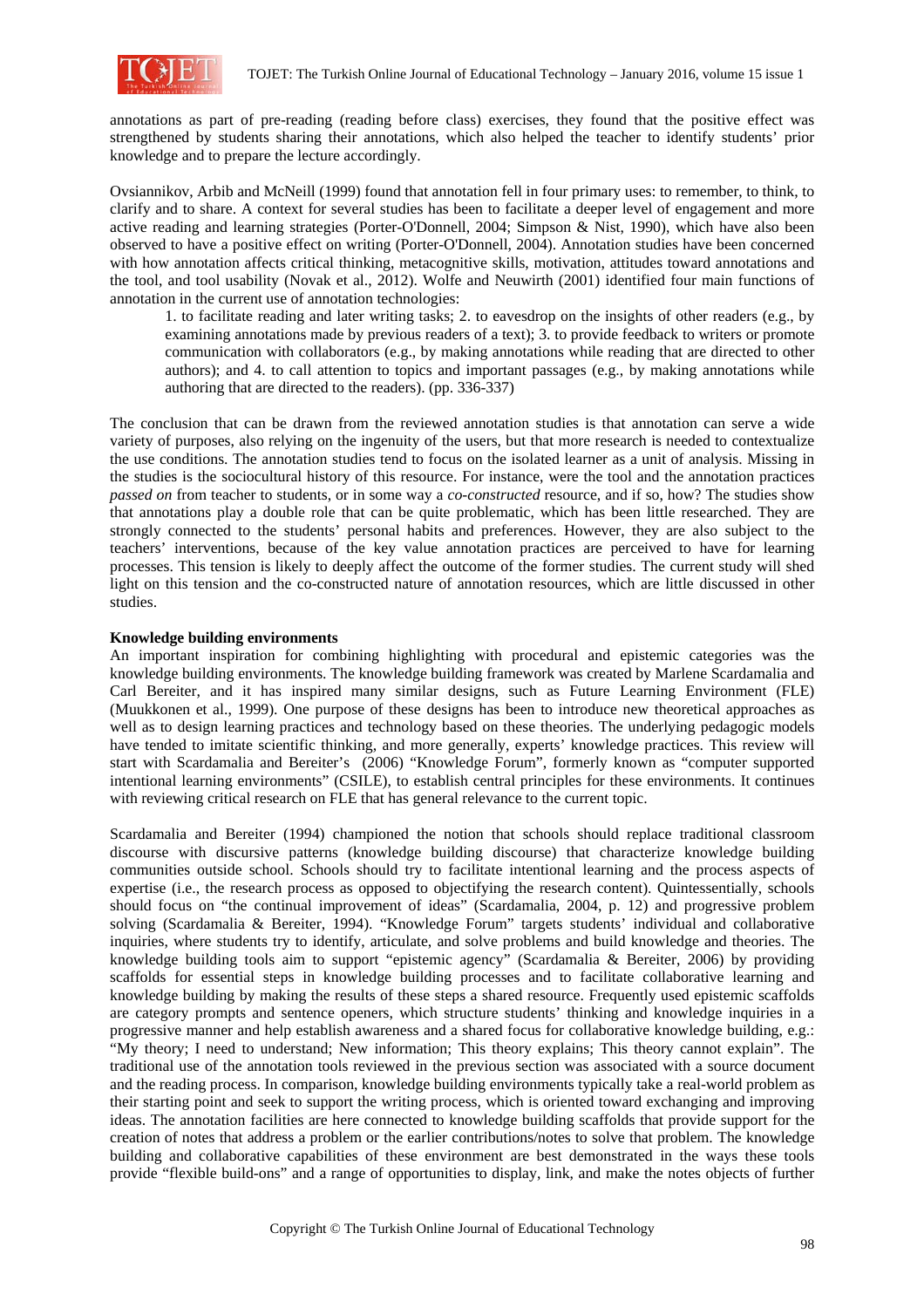annotations as part of pre-reading (reading before class) exercises, they found that the positive effect was strengthened by students sharing their annotations, which also helped the teacher to identify students' prior knowledge and to prepare the lecture accordingly.

Ovsiannikov, Arbib and McNeill (1999) found that annotation fell in four primary uses: to remember, to think, to clarify and to share. A context for several studies has been to facilitate a deeper level of engagement and more active reading and learning strategies (Porter-O'Donnell, 2004; Simpson & Nist, 1990), which have also been observed to have a positive effect on writing (Porter-O'Donnell, 2004). Annotation studies have been concerned with how annotation affects critical thinking, metacognitive skills, motivation, attitudes toward annotations and the tool, and tool usability (Novak et al., 2012). Wolfe and Neuwirth (2001) identified four main functions of annotation in the current use of annotation technologies:

> 1. to facilitate reading and later writing tasks; 2. to eavesdrop on the insights of other readers (e.g., by examining annotations made by previous readers of a text); 3. to provide feedback to writers or promote communication with collaborators (e.g., by making annotations while reading that are directed to other authors); and 4. to call attention to topics and important passages (e.g., by making annotations while authoring that are directed to the readers). (pp. 336-337)

The conclusion that can be drawn from the reviewed annotation studies is that annotation can serve a wide variety of purposes, also relying on the ingenuity of the users, but that more research is needed to contextualize the use conditions. The annotation studies tend to focus on the isolated learner as a unit of analysis. Missing in the studies is the sociocultural history of this resource. For instance, were the tool and the annotation practices *passed on* from teacher to students, or in some way a *co-constructed* resource, and if so, how? The studies show that annotations play a double role that can be quite problematic, which has been little researched. They are strongly connected to the students' personal habits and preferences. However, they are also subject to the teachers' interventions, because of the key value annotation practices are perceived to have for learning processes. This tension is likely to deeply affect the outcome of the former studies. The current study will shed light on this tension and the co-constructed nature of annotation resources, which are little discussed in other studies.

**Knowledge building environments**

An important inspiration for combining highlighting with procedural and epistemic categories was the knowledge building environments. The knowledge building framework was created by Marlene Scardamalia and Carl Bereiter, and it has inspired many similar designs, such as Future Learning Environment (FLE) (Muukkonen et al., 1999). One purpose of these designs has been to introduce new theoretical approaches as well as to design learning practices and technology based on these theories. The underlying pedagogic models have tended to imitate scientific thinking, and more generally, experts' knowledge practices. This review will start with Scardamalia and Bereiter's (2006) "Knowledge Forum", formerly known as "computer supported intentional learning environments" (CSILE), to establish central principles for these environments. It continues with reviewing critical research on FLE that has general relevance to the current topic.

Scardamalia and Bereiter (1994) championed the notion that schools should replace traditional classroom discourse with discursive patterns (knowledge building discourse) that characterize knowledge building communities outside school. Schools should try to facilitate intentional learning and the process aspects of expertise (i.e., the research process as opposed to objectifying the research content). Quintessentially, schools should focus on "the continual improvement of ideas" (Scardamalia, 2004, p. 12) and progressive problem solving (Scardamalia & Bereiter, 1994). "Knowledge Forum" targets students' individual and collaborative inquiries, where students try to identify, articulate, and solve problems and build knowledge and theories. The knowledge building tools aim to support "epistemic agency" (Scardamalia & Bereiter, 2006) by providing scaffolds for essential steps in knowledge building processes and to facilitate collaborative learning and knowledge building by making the results of these steps a shared resource. Frequently used epistemic scaffolds are category prompts and sentence openers, which structure students' thinking and knowledge inquiries in a progressive manner and help establish awareness and a shared focus for collaborative knowledge building, e.g.: "My theory; I need to understand; New information; This theory explains; This theory cannot explain". The traditional use of the annotation tools reviewed in the previous section was associated with a source document and the reading process. In comparison, knowledge building environments typically take a real-world problem as their starting point and seek to support the writing process, which is oriented toward exchanging and improving ideas. The annotation facilities are here connected to knowledge building scaffolds that provide support for the creation of notes that address a problem or the earlier contributions/notes to solve that problem. The knowledge building and collaborative capabilities of these environment are best demonstrated in the ways these tools provide "flexible build-ons" and a range of opportunities to display, link, and make the notes objects of further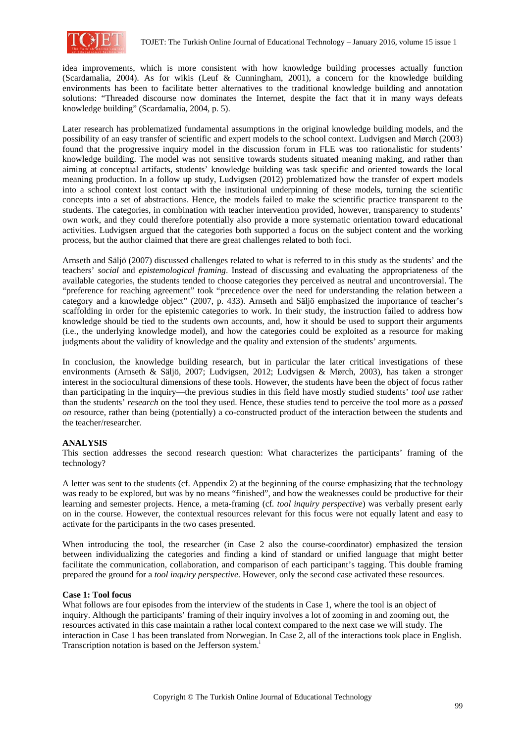idea improvements, which is more consistent with how knowledge building processes actually function (Scardamalia, 2004). As for wikis (Leuf & Cunningham, 2001), a concern for the knowledge building environments has been to facilitate better alternatives to the traditional knowledge building and annotation solutions: "Threaded discourse now dominates the Internet, despite the fact that it in many ways defeats knowledge building" (Scardamalia, 2004, p. 5).

Later research has problematized fundamental assumptions in the original knowledge building models, and the possibility of an easy transfer of scientific and expert models to the school context. Ludvigsen and Mørch (2003) found that the progressive inquiry model in the discussion forum in FLE was too rationalistic for students' knowledge building. The model was not sensitive towards students situated meaning making, and rather than aiming at conceptual artifacts, students' knowledge building was task specific and oriented towards the local meaning production. In a follow up study, Ludvigsen (2012) problematized how the transfer of expert models into a school context lost contact with the institutional underpinning of these models, turning the scientific concepts into a set of abstractions. Hence, the models failed to make the scientific practice transparent to the students. The categories, in combination with teacher intervention provided, however, transparency to students' own work, and they could therefore potentially also provide a more systematic orientation toward educational activities. Ludvigsen argued that the categories both supported a focus on the subject content and the working process, but the author claimed that there are great challenges related to both foci.

Arnseth and Säljö (2007) discussed challenges related to what is referred to in this study as the students' and the teachers' *social* and *epistemological framing*. Instead of discussing and evaluating the appropriateness of the available categories, the students tended to choose categories they perceived as neutral and uncontroversial. The "preference for reaching agreement" took "precedence over the need for understanding the relation between a category and a knowledge object" (2007, p. 433). Arnseth and Säljö emphasized the importance of teacher's scaffolding in order for the epistemic categories to work. In their study, the instruction failed to address how knowledge should be tied to the students own accounts, and, how it should be used to support their arguments (i.e., the underlying knowledge model), and how the categories could be exploited as a resource for making judgments about the validity of knowledge and the quality and extension of the students' arguments.

In conclusion, the knowledge building research, but in particular the later critical investigations of these environments (Arnseth & Säljö, 2007; Ludvigsen, 2012; Ludvigsen & Mørch, 2003), has taken a stronger interest in the sociocultural dimensions of these tools. However, the students have been the object of focus rather than participating in the inquiry—the previous studies in this field have mostly studied students' *tool use* rather than the students' *research* on the tool they used. Hence, these studies tend to perceive the tool more as a *passed on* resource, rather than being (potentially) a co-constructed product of the interaction between the students and the teacher/researcher.

## ANALYSIS

This section addresses the second research question: What characterizes the participants' framing of the technology?

A letter was sent to the students (cf. Appendix 2) at the beginning of the course emphasizing that the technology was ready to be explored, but was by no means "finished", and how the weaknesses could be productive for their learning and semester projects. Hence, a meta-framing (cf. *tool inquiry perspective*) was verbally present early on in the course. However, the contextual resources relevant for this focus were not equally latent and easy to activate for the participants in the two cases presented.

When introducing the tool, the researcher (in Case 2 also the course-coordinator) emphasized the tension between individualizing the categories and finding a kind of standard or unified language that might better facilitate the communication, collaboration, and comparison of each participant's tagging. This double framing prepared the ground for a *tool inquiry perspective*. However, only the second case activated these resources.

### Case 1: Tool focus

What follows are four episodes from the interview of the students in Case 1, where the tool is an object of inquiry. Although the participants' framing of their inquiry involves a lot of zooming in and zooming out, the resources activated in this case maintain a rather local context compared to the next case we will study. The interaction in Case 1 has been translated from Norwegian. In Case 2, all of the interactions took place in English. Transcription notation is based on the Jefferson system.[i]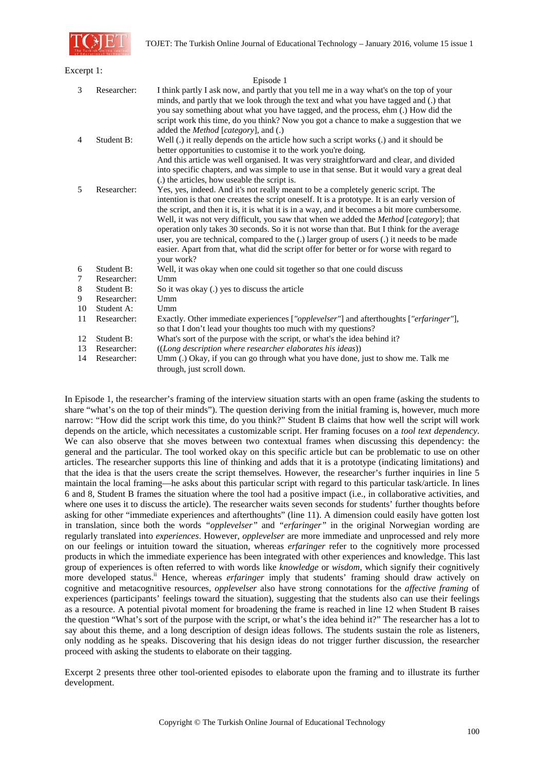Excerpt 1:

Episode 1

| | | |
|---|---|---|
| 3 | Researcher: | I think partly I ask now, and partly that you tell me in a way what's on the top of your minds, and partly that we look through the text and what you have tagged and (.) that you say something about what you have tagged, and the process, ehm (.) How did the script work this time, do you think? Now you got a chance to make a suggestion that we added the *Method* [*category*], and (.) |
| 4 | Student B: | Well (.) it really depends on the article how such a script works (.) and it should be better opportunities to customise it to the work you're doing. And this article was well organised. It was very straightforward and clear, and divided into specific chapters, and was simple to use in that sense. But it would vary a great deal (.) the articles, how useable the script is. |
| 5 | Researcher: | Yes, yes, indeed. And it's not really meant to be a completely generic script. The intention is that one creates the script oneself. It is a prototype. It is an early version of the script, and then it is, it is what it is in a way, and it becomes a bit more cumbersome. Well, it was not very difficult, you saw that when we added the *Method* [*category*]; that operation only takes 30 seconds. So it is not worse than that. But I think for the average user, you are technical, compared to the (.) larger group of users (.) it needs to be made easier. Apart from that, what did the script offer for better or for worse with regard to your work? |
| 6 | Student B: | Well, it was okay when one could sit together so that one could discuss |
| 7 | Researcher: | Umm |
| 8 | Student B: | So it was okay (.) yes to discuss the article |
| 9 | Researcher: | Umm |
| 10 | Student A: | Umm |
| 11 | Researcher: | Exactly. Other immediate experiences [*"opplevelser"*] and afterthoughts [*"erfaringer"*], so that I don't lead your thoughts too much with my questions? |
| 12 | Student B: | What's sort of the purpose with the script, or what's the idea behind it? |
| 13 | Researcher: | ((*Long description where researcher elaborates his ideas*)) |
| 14 | Researcher: | Umm (.) Okay, if you can go through what you have done, just to show me. Talk me through, just scroll down. |

In Episode 1, the researcher's framing of the interview situation starts with an open frame (asking the students to share "what's on the top of their minds"). The question deriving from the initial framing is, however, much more narrow: "How did the script work this time, do you think?" Student B claims that how well the script will work depends on the article, which necessitates a customizable script. Her framing focuses on a *tool text dependency*. We can also observe that she moves between two contextual frames when discussing this dependency: the general and the particular. The tool worked okay on this specific article but can be problematic to use on other articles. The researcher supports this line of thinking and adds that it is a prototype (indicating limitations) and that the idea is that the users create the script themselves. However, the researcher's further inquiries in line 5 maintain the local framing—he asks about this particular script with regard to this particular task/article. In lines 6 and 8, Student B frames the situation where the tool had a positive impact (i.e., in collaborative activities, and where one uses it to discuss the article). The researcher waits seven seconds for students' further thoughts before asking for other "immediate experiences and afterthoughts" (line 11). A dimension could easily have gotten lost in translation, since both the words *"opplevelser"* and *"erfaringer"* in the original Norwegian wording are regularly translated into *experiences*. However, *opplevelser* are more immediate and unprocessed and rely more on our feelings or intuition toward the situation, whereas *erfaringer* refer to the cognitively more processed products in which the immediate experience has been integrated with other experiences and knowledge. This last group of experiences is often referred to with words like *knowledge* or *wisdom*, which signify their cognitively more developed status.[ii] Hence, whereas *erfaringer* imply that students' framing should draw actively on cognitive and metacognitive resources, *opplevelser* also have strong connotations for the *affective framing* of experiences (participants' feelings toward the situation), suggesting that the students also can use their feelings as a resource. A potential pivotal moment for broadening the frame is reached in line 12 when Student B raises the question "What's sort of the purpose with the script, or what's the idea behind it?" The researcher has a lot to say about this theme, and a long description of design ideas follows. The students sustain the role as listeners, only nodding as he speaks. Discovering that his design ideas do not trigger further discussion, the researcher proceed with asking the students to elaborate on their tagging.

Excerpt 2 presents three other tool-oriented episodes to elaborate upon the framing and to illustrate its further development.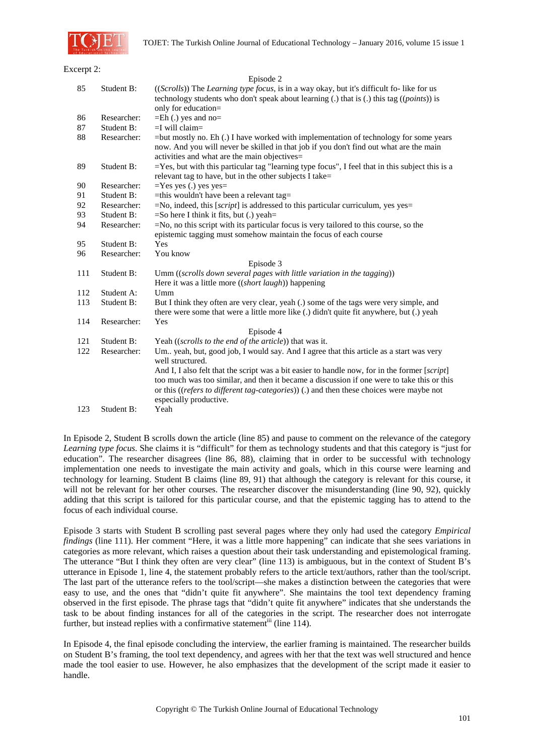Excerpt 2:

| | | |
|---|---|---|
| | | Episode 2 |
| 85 | Student B: | ((*Scrolls*)) The *Learning type focus*, is in a way okay, but it's difficult fo- like for us technology students who don't speak about learning (.) that is (.) this tag ((*points*)) is only for education= |
| 86 | Researcher: | =Eh (.) yes and no= |
| 87 | Student B: | =I will claim= |
| 88 | Researcher: | =but mostly no. Eh (.) I have worked with implementation of technology for some years now. And you will never be skilled in that job if you don't find out what are the main activities and what are the main objectives= |
| 89 | Student B: | =Yes, but with this particular tag "learning type focus", I feel that in this subject this is a relevant tag to have, but in the other subjects I take= |
| 90 | Researcher: | =Yes yes (.) yes yes= |
| 91 | Student B: | =this wouldn't have been a relevant tag= |
| 92 | Researcher: | =No, indeed, this [*script*] is addressed to this particular curriculum, yes yes= |
| 93 | Student B: | =So here I think it fits, but (.) yeah= |
| 94 | Researcher: | =No, no this script with its particular focus is very tailored to this course, so the epistemic tagging must somehow maintain the focus of each course |
| 95 | Student B: | Yes |
| 96 | Researcher: | You know |
| | | Episode 3 |
| 111 | Student B: | Umm ((*scrolls down several pages with little variation in the tagging*)) Here it was a little more ((*short laugh*)) happening |
| 112 | Student A: | Umm |
| 113 | Student B: | But I think they often are very clear, yeah (.) some of the tags were very simple, and there were some that were a little more like (.) didn't quite fit anywhere, but (.) yeah |
| 114 | Researcher: | Yes |
| | | Episode 4 |
| 121 | Student B: | Yeah ((*scrolls to the end of the article*)) that was it. |
| 122 | Researcher: | Um.. yeah, but, good job, I would say. And I agree that this article as a start was very well structured. And I, I also felt that the script was a bit easier to handle now, for in the former [*script*] too much was too similar, and then it became a discussion if one were to take this or this ((*refers to different tag-categories*)) (.) and then these choices were maybe not especially productive. |
| 123 | Student B: | Yeah |

In Episode 2, Student B scrolls down the article (line 85) and pause to comment on the relevance of the category *Learning type focus*. She claims it is "difficult" for them as technology students and that this category is "just for education". The researcher disagrees (line 86, 88), claiming that in order to be successful with technology implementation one needs to investigate the main activity and goals, which in this course were learning and technology for learning. Student B claims (line 89, 91) that although the category is relevant for this course, it will not be relevant for her other courses. The researcher discover the misunderstanding (line 90, 92), quickly adding that this script is tailored for this particular course, and that the epistemic tagging has to attend to the focus of each individual course.

Episode 3 starts with Student B scrolling past several pages where they only had used the category *Empirical findings* (line 111). Her comment "Here, it was a little more happening" can indicate that she sees variations in categories as more relevant, which raises a question about their task understanding and epistemological framing. The utterance "But I think they often are very clear" (line 113) is ambiguous, but in the context of Student B's utterance in Episode 1, line 4, the statement probably refers to the article text/authors, rather than the tool/script. The last part of the utterance refers to the tool/script—she makes a distinction between the categories that were easy to use, and the ones that "didn't quite fit anywhere". She maintains the tool text dependency framing observed in the first episode. The phrase tags that "didn't quite fit anywhere" indicates that she understands the task to be about finding instances for all of the categories in the script. The researcher does not interrogate further, but instead replies with a confirmative statement[iii] (line 114).

In Episode 4, the final episode concluding the interview, the earlier framing is maintained. The researcher builds on Student B's framing, the tool text dependency, and agrees with her that the text was well structured and hence made the tool easier to use. However, he also emphasizes that the development of the script made it easier to handle.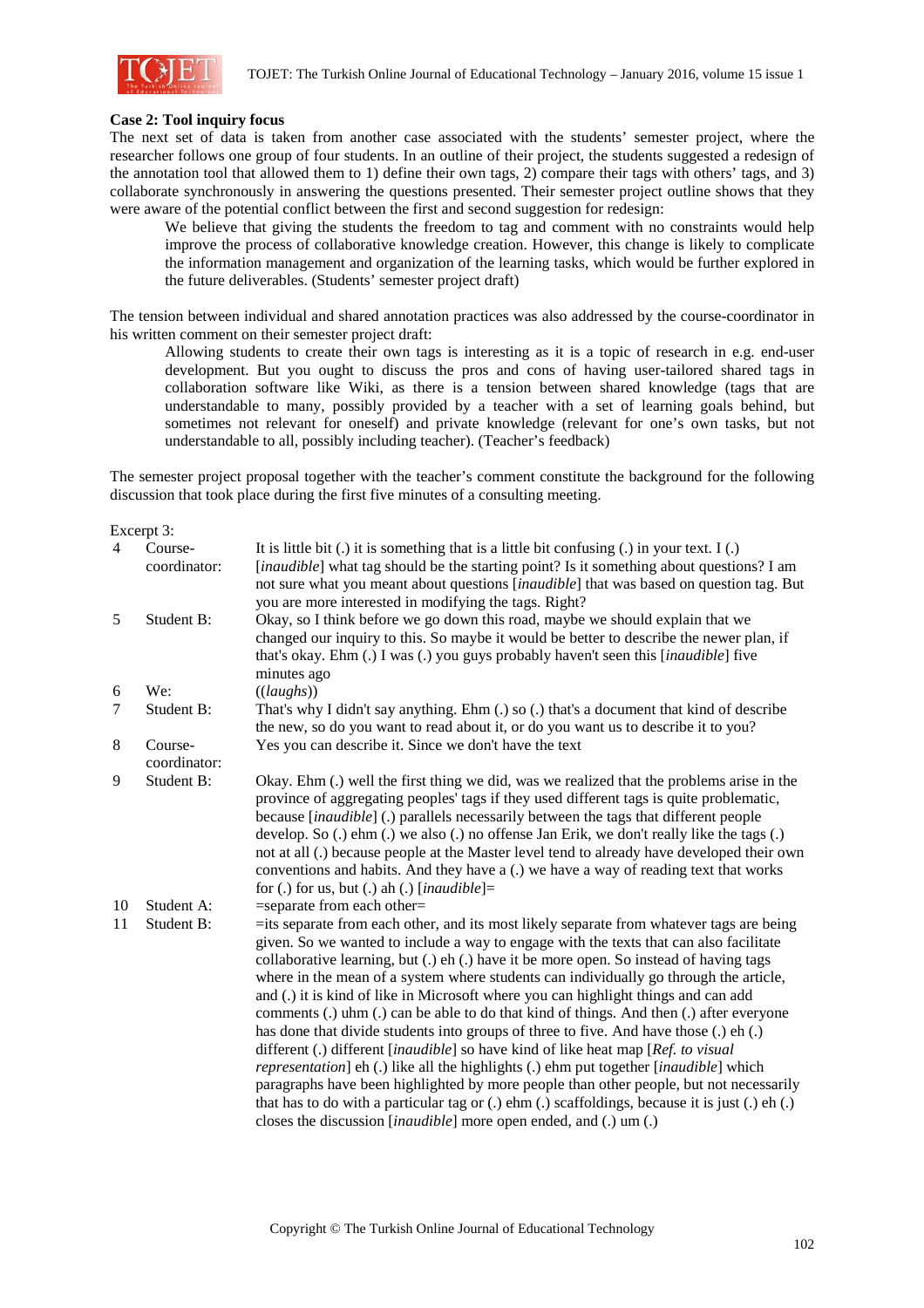**Case 2: Tool inquiry focus**

The next set of data is taken from another case associated with the students' semester project, where the researcher follows one group of four students. In an outline of their project, the students suggested a redesign of the annotation tool that allowed them to 1) define their own tags, 2) compare their tags with others' tags, and 3) collaborate synchronously in answering the questions presented. Their semester project outline shows that they were aware of the potential conflict between the first and second suggestion for redesign:

> We believe that giving the students the freedom to tag and comment with no constraints would help improve the process of collaborative knowledge creation. However, this change is likely to complicate the information management and organization of the learning tasks, which would be further explored in the future deliverables. (Students' semester project draft)

The tension between individual and shared annotation practices was also addressed by the course-coordinator in his written comment on their semester project draft:

> Allowing students to create their own tags is interesting as it is a topic of research in e.g. end-user development. But you ought to discuss the pros and cons of having user-tailored shared tags in collaboration software like Wiki, as there is a tension between shared knowledge (tags that are understandable to many, possibly provided by a teacher with a set of learning goals behind, but sometimes not relevant for oneself) and private knowledge (relevant for one's own tasks, but not understandable to all, possibly including teacher). (Teacher's feedback)

The semester project proposal together with the teacher's comment constitute the background for the following discussion that took place during the first five minutes of a consulting meeting.

Excerpt 3:

| | | |
|---|---|---|
| 4 | Course-coordinator: | It is little bit (.) it is something that is a little bit confusing (.) in your text. I (.) [*inaudible*] what tag should be the starting point? Is it something about questions? I am not sure what you meant about questions [*inaudible*] that was based on question tag. But you are more interested in modifying the tags. Right? |
| 5 | Student B: | Okay, so I think before we go down this road, maybe we should explain that we changed our inquiry to this. So maybe it would be better to describe the newer plan, if that's okay. Ehm (.) I was (.) you guys probably haven't seen this [*inaudible*] five minutes ago |
| 6 | We: | ((*laughs*)) |
| 7 | Student B: | That's why I didn't say anything. Ehm (.) so (.) that's a document that kind of describe the new, so do you want to read about it, or do you want us to describe it to you? |
| 8 | Course-coordinator: | Yes you can describe it. Since we don't have the text |
| 9 | Student B: | Okay. Ehm (.) well the first thing we did, was we realized that the problems arise in the province of aggregating peoples' tags if they used different tags is quite problematic, because [*inaudible*] (.) parallels necessarily between the tags that different people develop. So (.) ehm (.) we also (.) no offense Jan Erik, we don't really like the tags (.) not at all (.) because people at the Master level tend to already have developed their own conventions and habits. And they have a (.) we have a way of reading text that works for (.) for us, but (.) ah (.) [*inaudible*]= |
| 10 | Student A: | =separate from each other= |
| 11 | Student B: | =its separate from each other, and its most likely separate from whatever tags are being given. So we wanted to include a way to engage with the texts that can also facilitate collaborative learning, but (.) eh (.) have it be more open. So instead of having tags where in the mean of a system where students can individually go through the article, and (.) it is kind of like in Microsoft where you can highlight things and can add comments (.) uhm (.) can be able to do that kind of things. And then (.) after everyone has done that divide students into groups of three to five. And have those (.) eh (.) different (.) different [*inaudible*] so have kind of like heat map [*Ref. to visual representation*] eh (.) like all the highlights (.) ehm put together [*inaudible*] which paragraphs have been highlighted by more people than other people, but not necessarily that has to do with a particular tag or (.) ehm (.) scaffoldings, because it is just (.) eh (.) closes the discussion [*inaudible*] more open ended, and (.) um (.) |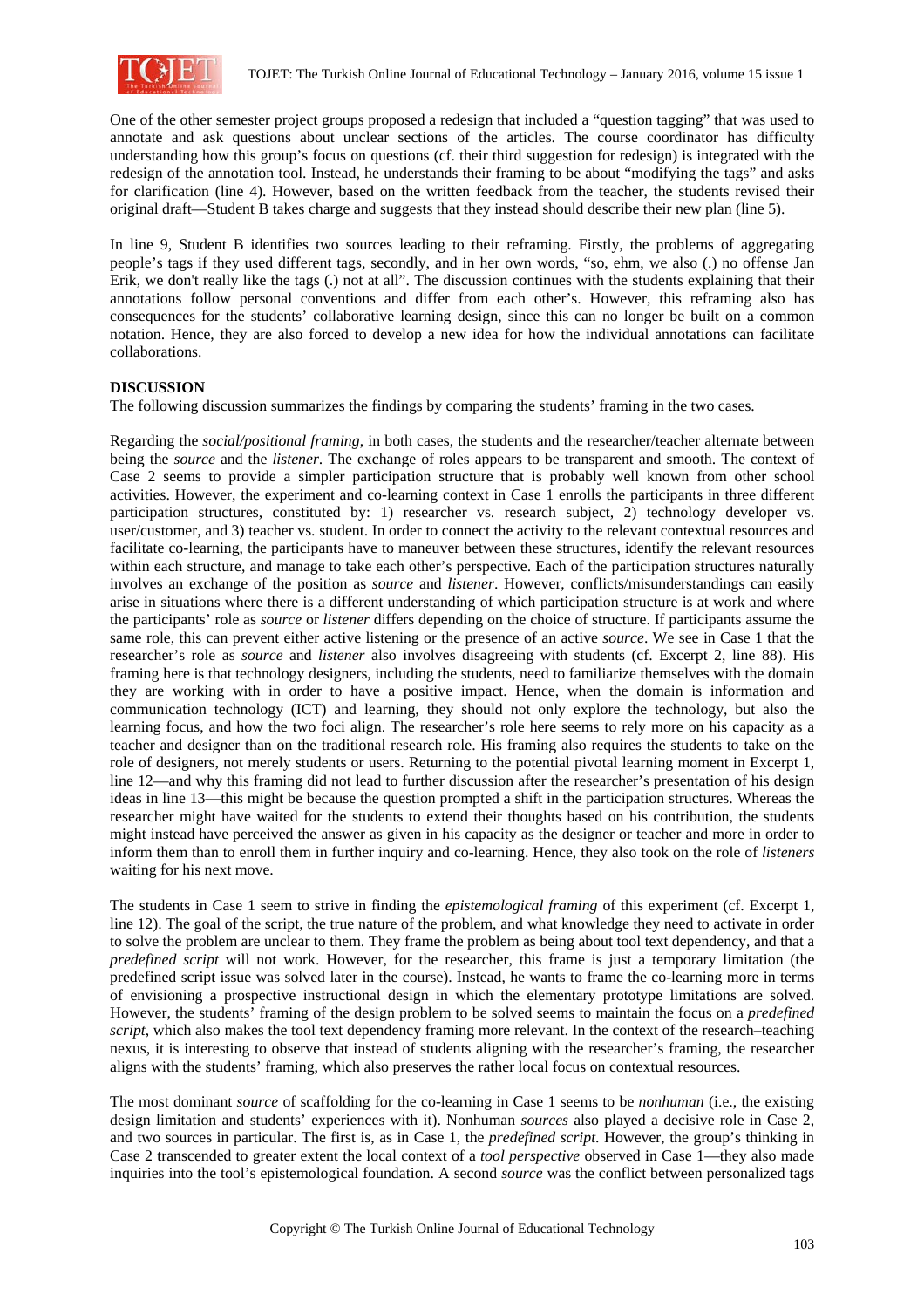One of the other semester project groups proposed a redesign that included a "question tagging" that was used to annotate and ask questions about unclear sections of the articles. The course coordinator has difficulty understanding how this group's focus on questions (cf. their third suggestion for redesign) is integrated with the redesign of the annotation tool. Instead, he understands their framing to be about "modifying the tags" and asks for clarification (line 4). However, based on the written feedback from the teacher, the students revised their original draft—Student B takes charge and suggests that they instead should describe their new plan (line 5).

In line 9, Student B identifies two sources leading to their reframing. Firstly, the problems of aggregating people's tags if they used different tags, secondly, and in her own words, "so, ehm, we also (.) no offense Jan Erik, we don't really like the tags (.) not at all". The discussion continues with the students explaining that their annotations follow personal conventions and differ from each other's. However, this reframing also has consequences for the students' collaborative learning design, since this can no longer be built on a common notation. Hence, they are also forced to develop a new idea for how the individual annotations can facilitate collaborations.

**DISCUSSION**

The following discussion summarizes the findings by comparing the students' framing in the two cases.

Regarding the *social/positional framing*, in both cases, the students and the researcher/teacher alternate between being the *source* and the *listener*. The exchange of roles appears to be transparent and smooth. The context of Case 2 seems to provide a simpler participation structure that is probably well known from other school activities. However, the experiment and co-learning context in Case 1 enrolls the participants in three different participation structures, constituted by: 1) researcher vs. research subject, 2) technology developer vs. user/customer, and 3) teacher vs. student. In order to connect the activity to the relevant contextual resources and facilitate co-learning, the participants have to maneuver between these structures, identify the relevant resources within each structure, and manage to take each other's perspective. Each of the participation structures naturally involves an exchange of the position as *source* and *listener*. However, conflicts/misunderstandings can easily arise in situations where there is a different understanding of which participation structure is at work and where the participants' role as *source* or *listener* differs depending on the choice of structure. If participants assume the same role, this can prevent either active listening or the presence of an active *source*. We see in Case 1 that the researcher's role as *source* and *listener* also involves disagreeing with students (cf. Excerpt 2, line 88). His framing here is that technology designers, including the students, need to familiarize themselves with the domain they are working with in order to have a positive impact. Hence, when the domain is information and communication technology (ICT) and learning, they should not only explore the technology, but also the learning focus, and how the two foci align. The researcher's role here seems to rely more on his capacity as a teacher and designer than on the traditional research role. His framing also requires the students to take on the role of designers, not merely students or users. Returning to the potential pivotal learning moment in Excerpt 1, line 12—and why this framing did not lead to further discussion after the researcher's presentation of his design ideas in line 13—this might be because the question prompted a shift in the participation structures. Whereas the researcher might have waited for the students to extend their thoughts based on his contribution, the students might instead have perceived the answer as given in his capacity as the designer or teacher and more in order to inform them than to enroll them in further inquiry and co-learning. Hence, they also took on the role of *listeners* waiting for his next move.

The students in Case 1 seem to strive in finding the *epistemological framing* of this experiment (cf. Excerpt 1, line 12). The goal of the script, the true nature of the problem, and what knowledge they need to activate in order to solve the problem are unclear to them. They frame the problem as being about tool text dependency, and that a *predefined script* will not work. However, for the researcher, this frame is just a temporary limitation (the predefined script issue was solved later in the course). Instead, he wants to frame the co-learning more in terms of envisioning a prospective instructional design in which the elementary prototype limitations are solved. However, the students' framing of the design problem to be solved seems to maintain the focus on a *predefined script*, which also makes the tool text dependency framing more relevant. In the context of the research–teaching nexus, it is interesting to observe that instead of students aligning with the researcher's framing, the researcher aligns with the students' framing, which also preserves the rather local focus on contextual resources.

The most dominant *source* of scaffolding for the co-learning in Case 1 seems to be *nonhuman* (i.e., the existing design limitation and students' experiences with it). Nonhuman *sources* also played a decisive role in Case 2, and two sources in particular. The first is, as in Case 1, the *predefined script*. However, the group's thinking in Case 2 transcended to greater extent the local context of a *tool perspective* observed in Case 1—they also made inquiries into the tool's epistemological foundation. A second *source* was the conflict between personalized tags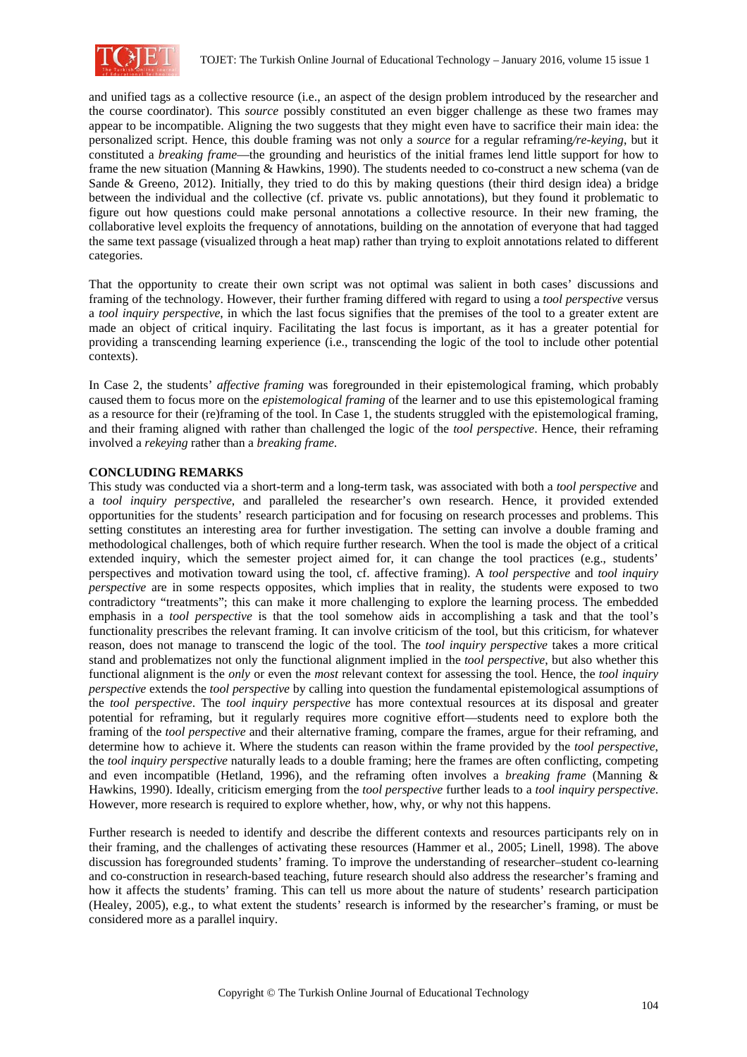and unified tags as a collective resource (i.e., an aspect of the design problem introduced by the researcher and the course coordinator). This *source* possibly constituted an even bigger challenge as these two frames may appear to be incompatible. Aligning the two suggests that they might even have to sacrifice their main idea: the personalized script. Hence, this double framing was not only a *source* for a regular reframing*/re-keying*, but it constituted a *breaking frame*—the grounding and heuristics of the initial frames lend little support for how to frame the new situation (Manning & Hawkins, 1990). The students needed to co-construct a new schema (van de Sande & Greeno, 2012). Initially, they tried to do this by making questions (their third design idea) a bridge between the individual and the collective (cf. private vs. public annotations), but they found it problematic to figure out how questions could make personal annotations a collective resource. In their new framing, the collaborative level exploits the frequency of annotations, building on the annotation of everyone that had tagged the same text passage (visualized through a heat map) rather than trying to exploit annotations related to different categories.

That the opportunity to create their own script was not optimal was salient in both cases' discussions and framing of the technology. However, their further framing differed with regard to using a *tool perspective* versus a *tool inquiry perspective*, in which the last focus signifies that the premises of the tool to a greater extent are made an object of critical inquiry. Facilitating the last focus is important, as it has a greater potential for providing a transcending learning experience (i.e., transcending the logic of the tool to include other potential contexts).

In Case 2, the students' *affective framing* was foregrounded in their epistemological framing, which probably caused them to focus more on the *epistemological framing* of the learner and to use this epistemological framing as a resource for their (re)framing of the tool. In Case 1, the students struggled with the epistemological framing, and their framing aligned with rather than challenged the logic of the *tool perspective*. Hence, their reframing involved a *rekeying* rather than a *breaking frame*.

## CONCLUDING REMARKS

This study was conducted via a short-term and a long-term task, was associated with both a *tool perspective* and a *tool inquiry perspective*, and paralleled the researcher's own research. Hence, it provided extended opportunities for the students' research participation and for focusing on research processes and problems. This setting constitutes an interesting area for further investigation. The setting can involve a double framing and methodological challenges, both of which require further research. When the tool is made the object of a critical extended inquiry, which the semester project aimed for, it can change the tool practices (e.g., students' perspectives and motivation toward using the tool, cf. affective framing). A *tool perspective* and *tool inquiry perspective* are in some respects opposites, which implies that in reality, the students were exposed to two contradictory "treatments"; this can make it more challenging to explore the learning process. The embedded emphasis in a *tool perspective* is that the tool somehow aids in accomplishing a task and that the tool's functionality prescribes the relevant framing. It can involve criticism of the tool, but this criticism, for whatever reason, does not manage to transcend the logic of the tool. The *tool inquiry perspective* takes a more critical stand and problematizes not only the functional alignment implied in the *tool perspective*, but also whether this functional alignment is the *only* or even the *most* relevant context for assessing the tool. Hence, the *tool inquiry perspective* extends the *tool perspective* by calling into question the fundamental epistemological assumptions of the *tool perspective*. The *tool inquiry perspective* has more contextual resources at its disposal and greater potential for reframing, but it regularly requires more cognitive effort—students need to explore both the framing of the *tool perspective* and their alternative framing, compare the frames, argue for their reframing, and determine how to achieve it. Where the students can reason within the frame provided by the *tool perspective*, the *tool inquiry perspective* naturally leads to a double framing; here the frames are often conflicting, competing and even incompatible (Hetland, 1996), and the reframing often involves a *breaking frame* (Manning & Hawkins, 1990). Ideally, criticism emerging from the *tool perspective* further leads to a *tool inquiry perspective*. However, more research is required to explore whether, how, why, or why not this happens.

Further research is needed to identify and describe the different contexts and resources participants rely on in their framing, and the challenges of activating these resources (Hammer et al., 2005; Linell, 1998). The above discussion has foregrounded students' framing. To improve the understanding of researcher–student co-learning and co-construction in research-based teaching, future research should also address the researcher's framing and how it affects the students' framing. This can tell us more about the nature of students' research participation (Healey, 2005), e.g., to what extent the students' research is informed by the researcher's framing, or must be considered more as a parallel inquiry.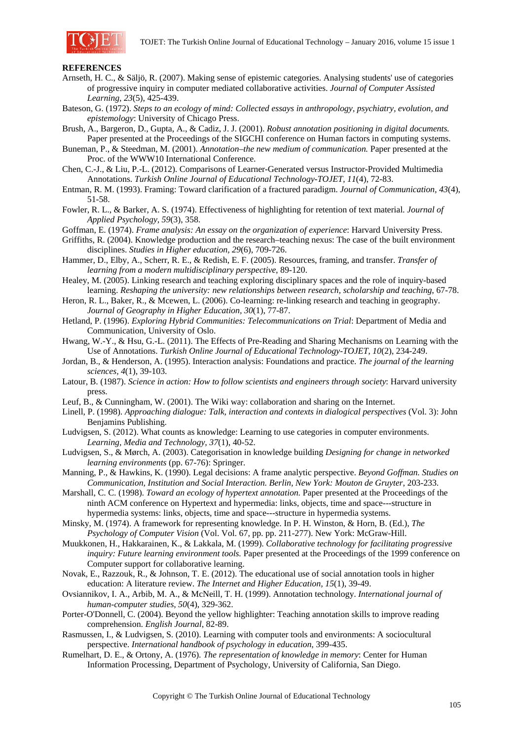**REFERENCES**

Arnseth, H. C., & Säljö, R. (2007). Making sense of epistemic categories. Analysing students' use of categories of progressive inquiry in computer mediated collaborative activities. *Journal of Computer Assisted Learning, 23*(5), 425-439.

Bateson, G. (1972). *Steps to an ecology of mind: Collected essays in anthropology, psychiatry, evolution, and epistemology*: University of Chicago Press.

Brush, A., Bargeron, D., Gupta, A., & Cadiz, J. J. (2001). *Robust annotation positioning in digital documents.* Paper presented at the Proceedings of the SIGCHI conference on Human factors in computing systems.

Buneman, P., & Steedman, M. (2001). *Annotation–the new medium of communication.* Paper presented at the Proc. of the WWW10 International Conference.

Chen, C.-J., & Liu, P.-L. (2012). Comparisons of Learner-Generated versus Instructor-Provided Multimedia Annotations. *Turkish Online Journal of Educational Technology-TOJET, 11*(4), 72-83.

Entman, R. M. (1993). Framing: Toward clarification of a fractured paradigm. *Journal of Communication, 43*(4), 51-58.

Fowler, R. L., & Barker, A. S. (1974). Effectiveness of highlighting for retention of text material. *Journal of Applied Psychology, 59*(3), 358.

Goffman, E. (1974). *Frame analysis: An essay on the organization of experience*: Harvard University Press.

Griffiths, R. (2004). Knowledge production and the research–teaching nexus: The case of the built environment disciplines. *Studies in Higher education, 29*(6), 709-726.

Hammer, D., Elby, A., Scherr, R. E., & Redish, E. F. (2005). Resources, framing, and transfer. *Transfer of learning from a modern multidisciplinary perspective*, 89-120.

Healey, M. (2005). Linking research and teaching exploring disciplinary spaces and the role of inquiry-based learning. *Reshaping the university: new relationships between research, scholarship and teaching*, 67-78.

Heron, R. L., Baker, R., & Mcewen, L. (2006). Co-learning: re-linking research and teaching in geography. *Journal of Geography in Higher Education, 30*(1), 77-87.

Hetland, P. (1996). *Exploring Hybrid Communities: Telecommunications on Trial*: Department of Media and Communication, University of Oslo.

Hwang, W.-Y., & Hsu, G.-L. (2011). The Effects of Pre-Reading and Sharing Mechanisms on Learning with the Use of Annotations. *Turkish Online Journal of Educational Technology-TOJET, 10*(2), 234-249.

Jordan, B., & Henderson, A. (1995). Interaction analysis: Foundations and practice. *The journal of the learning sciences, 4*(1), 39-103.

Latour, B. (1987). *Science in action: How to follow scientists and engineers through society*: Harvard university press.

Leuf, B., & Cunningham, W. (2001). The Wiki way: collaboration and sharing on the Internet.

Linell, P. (1998). *Approaching dialogue: Talk, interaction and contexts in dialogical perspectives* (Vol. 3): John Benjamins Publishing.

Ludvigsen, S. (2012). What counts as knowledge: Learning to use categories in computer environments. *Learning, Media and Technology, 37*(1), 40-52.

Ludvigsen, S., & Mørch, A. (2003). Categorisation in knowledge building *Designing for change in networked learning environments* (pp. 67-76): Springer.

Manning, P., & Hawkins, K. (1990). Legal decisions: A frame analytic perspective. *Beyond Goffman. Studies on Communication, Institution and Social Interaction. Berlin, New York: Mouton de Gruyter*, 203-233.

Marshall, C. C. (1998). *Toward an ecology of hypertext annotation.* Paper presented at the Proceedings of the ninth ACM conference on Hypertext and hypermedia: links, objects, time and space---structure in hypermedia systems: links, objects, time and space---structure in hypermedia systems.

Minsky, M. (1974). A framework for representing knowledge. In P. H. Winston, & Horn, B. (Ed.), *The Psychology of Computer Vision* (Vol. Vol. 67, pp. pp. 211-277). New York: McGraw-Hill.

Muukkonen, H., Hakkarainen, K., & Lakkala, M. (1999). *Collaborative technology for facilitating progressive inquiry: Future learning environment tools.* Paper presented at the Proceedings of the 1999 conference on Computer support for collaborative learning.

Novak, E., Razzouk, R., & Johnson, T. E. (2012). The educational use of social annotation tools in higher education: A literature review. *The Internet and Higher Education, 15*(1), 39-49.

Ovsiannikov, I. A., Arbib, M. A., & McNeill, T. H. (1999). Annotation technology. *International journal of human-computer studies, 50*(4), 329-362.

Porter-O'Donnell, C. (2004). Beyond the yellow highlighter: Teaching annotation skills to improve reading comprehension. *English Journal*, 82-89.

Rasmussen, I., & Ludvigsen, S. (2010). Learning with computer tools and environments: A sociocultural perspective. *International handbook of psychology in education*, 399-435.

Rumelhart, D. E., & Ortony, A. (1976). *The representation of knowledge in memory*: Center for Human Information Processing, Department of Psychology, University of California, San Diego.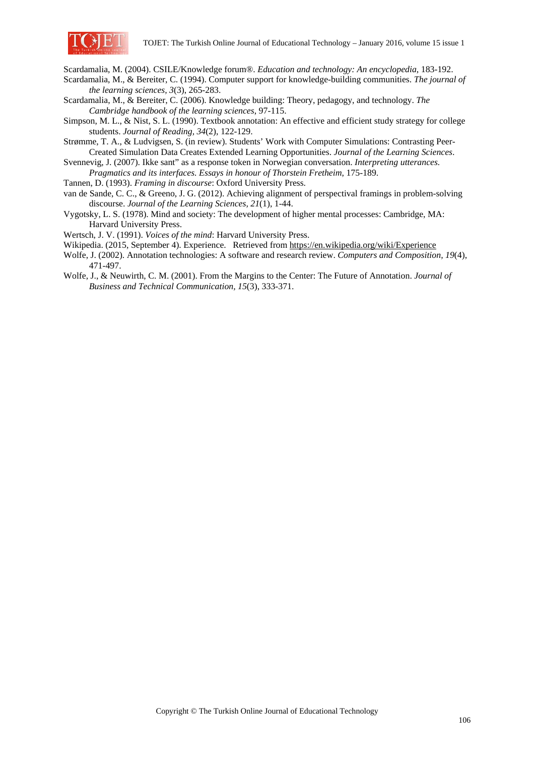Scardamalia, M. (2004). CSILE/Knowledge forum®. *Education and technology: An encyclopedia*, 183-192.

Scardamalia, M., & Bereiter, C. (1994). Computer support for knowledge-building communities. *The journal of the learning sciences, 3*(3), 265-283.

Scardamalia, M., & Bereiter, C. (2006). Knowledge building: Theory, pedagogy, and technology. *The Cambridge handbook of the learning sciences*, 97-115.

Simpson, M. L., & Nist, S. L. (1990). Textbook annotation: An effective and efficient study strategy for college students. *Journal of Reading, 34*(2), 122-129.

Strømme, T. A., & Ludvigsen, S. (in review). Students' Work with Computer Simulations: Contrasting Peer-Created Simulation Data Creates Extended Learning Opportunities. *Journal of the Learning Sciences*.

Svennevig, J. (2007). Ikke sant" as a response token in Norwegian conversation. *Interpreting utterances. Pragmatics and its interfaces. Essays in honour of Thorstein Fretheim*, 175-189.

Tannen, D. (1993). *Framing in discourse*: Oxford University Press.

van de Sande, C. C., & Greeno, J. G. (2012). Achieving alignment of perspectival framings in problem-solving discourse. *Journal of the Learning Sciences, 21*(1), 1-44.

Vygotsky, L. S. (1978). Mind and society: The development of higher mental processes: Cambridge, MA: Harvard University Press.

Wertsch, J. V. (1991). *Voices of the mind*: Harvard University Press.

Wikipedia. (2015, September 4). Experience. Retrieved from https://en.wikipedia.org/wiki/Experience

Wolfe, J. (2002). Annotation technologies: A software and research review. *Computers and Composition, 19*(4), 471-497.

Wolfe, J., & Neuwirth, C. M. (2001). From the Margins to the Center: The Future of Annotation. *Journal of Business and Technical Communication, 15*(3), 333-371.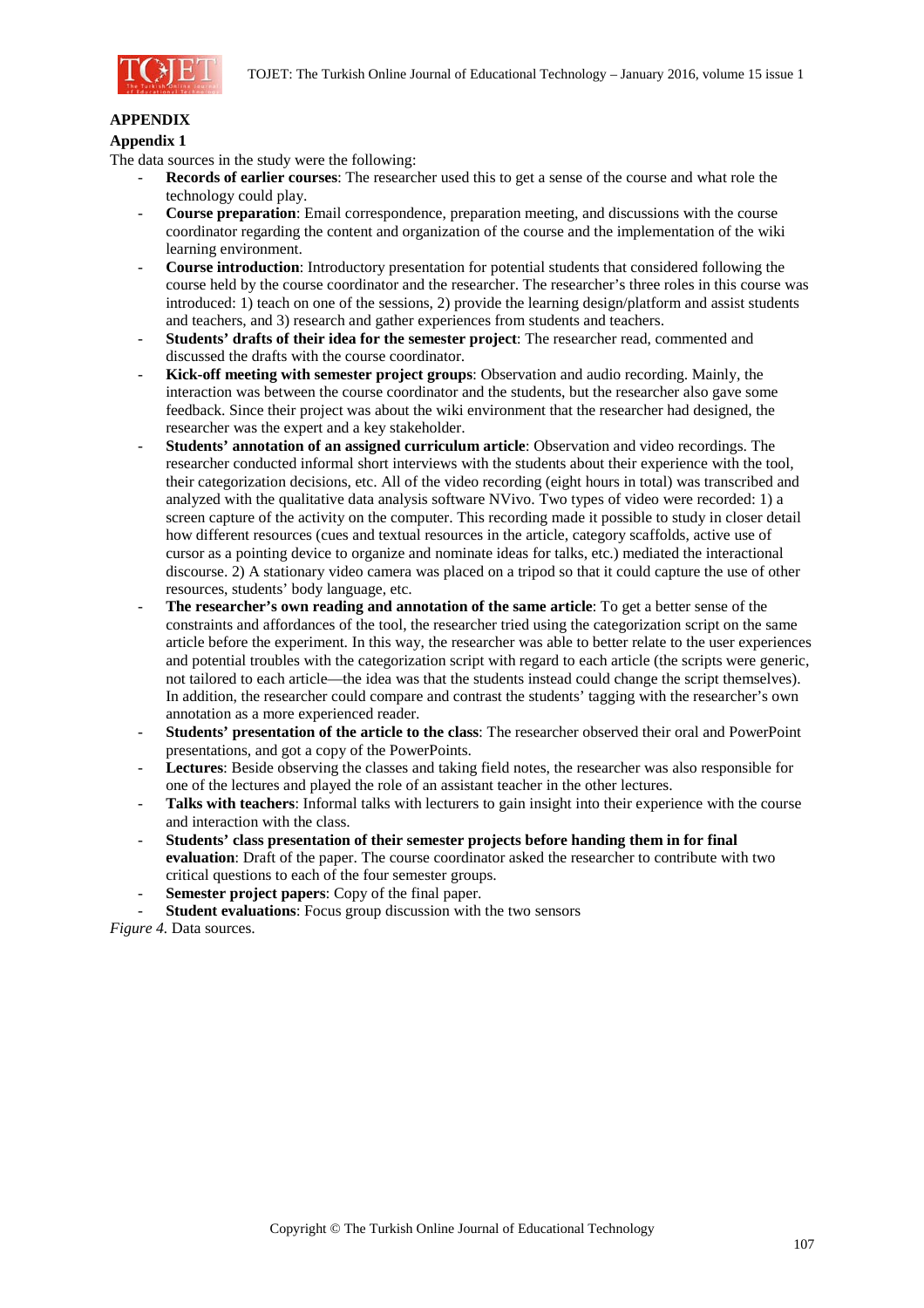## APPENDIX

### Appendix 1

The data sources in the study were the following:

- **Records of earlier courses**: The researcher used this to get a sense of the course and what role the technology could play.
- **Course preparation**: Email correspondence, preparation meeting, and discussions with the course coordinator regarding the content and organization of the course and the implementation of the wiki learning environment.
- **Course introduction**: Introductory presentation for potential students that considered following the course held by the course coordinator and the researcher. The researcher's three roles in this course was introduced: 1) teach on one of the sessions, 2) provide the learning design/platform and assist students and teachers, and 3) research and gather experiences from students and teachers.
- **Students' drafts of their idea for the semester project**: The researcher read, commented and discussed the drafts with the course coordinator.
- **Kick-off meeting with semester project groups**: Observation and audio recording. Mainly, the interaction was between the course coordinator and the students, but the researcher also gave some feedback. Since their project was about the wiki environment that the researcher had designed, the researcher was the expert and a key stakeholder.
- **Students' annotation of an assigned curriculum article**: Observation and video recordings. The researcher conducted informal short interviews with the students about their experience with the tool, their categorization decisions, etc. All of the video recording (eight hours in total) was transcribed and analyzed with the qualitative data analysis software NVivo. Two types of video were recorded: 1) a screen capture of the activity on the computer. This recording made it possible to study in closer detail how different resources (cues and textual resources in the article, category scaffolds, active use of cursor as a pointing device to organize and nominate ideas for talks, etc.) mediated the interactional discourse. 2) A stationary video camera was placed on a tripod so that it could capture the use of other resources, students' body language, etc.
- **The researcher's own reading and annotation of the same article**: To get a better sense of the constraints and affordances of the tool, the researcher tried using the categorization script on the same article before the experiment. In this way, the researcher was able to better relate to the user experiences and potential troubles with the categorization script with regard to each article (the scripts were generic, not tailored to each article—the idea was that the students instead could change the script themselves). In addition, the researcher could compare and contrast the students' tagging with the researcher's own annotation as a more experienced reader.
- **Students' presentation of the article to the class**: The researcher observed their oral and PowerPoint presentations, and got a copy of the PowerPoints.
- **Lectures**: Beside observing the classes and taking field notes, the researcher was also responsible for one of the lectures and played the role of an assistant teacher in the other lectures.
- **Talks with teachers**: Informal talks with lecturers to gain insight into their experience with the course and interaction with the class.
- **Students' class presentation of their semester projects before handing them in for final evaluation**: Draft of the paper. The course coordinator asked the researcher to contribute with two critical questions to each of the four semester groups.
- **Semester project papers**: Copy of the final paper.
- **Student evaluations**: Focus group discussion with the two sensors

*Figure 4.* Data sources.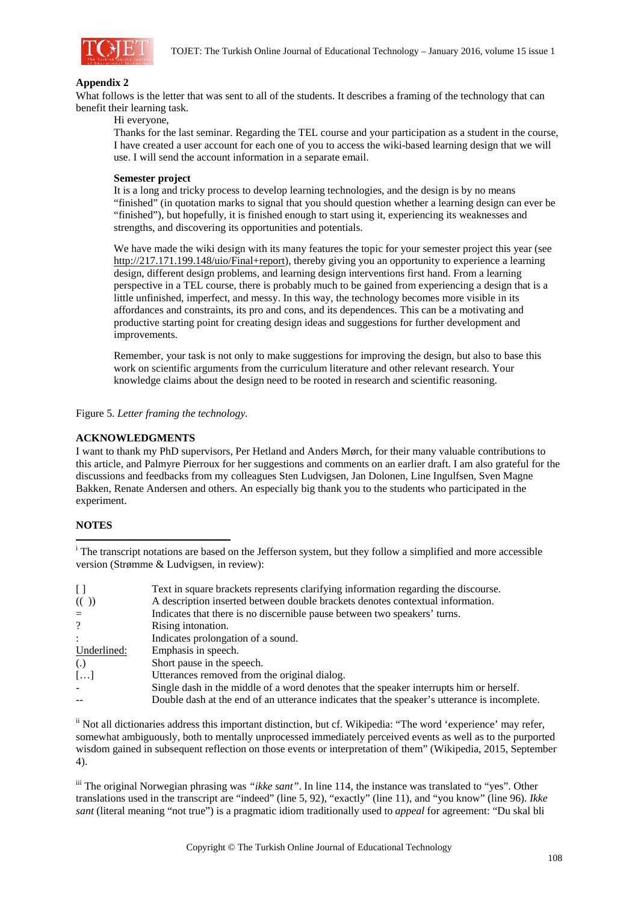**Appendix 2**

What follows is the letter that was sent to all of the students. It describes a framing of the technology that can benefit their learning task.

> Hi everyone,
>
> Thanks for the last seminar. Regarding the TEL course and your participation as a student in the course, I have created a user account for each one of you to access the wiki-based learning design that we will use. I will send the account information in a separate email.
>
> **Semester project**
>
> It is a long and tricky process to develop learning technologies, and the design is by no means "finished" (in quotation marks to signal that you should question whether a learning design can ever be "finished"), but hopefully, it is finished enough to start using it, experiencing its weaknesses and strengths, and discovering its opportunities and potentials.
>
> We have made the wiki design with its many features the topic for your semester project this year (see http://217.171.199.148/uio/Final+report), thereby giving you an opportunity to experience a learning design, different design problems, and learning design interventions first hand. From a learning perspective in a TEL course, there is probably much to be gained from experiencing a design that is a little unfinished, imperfect, and messy. In this way, the technology becomes more visible in its affordances and constraints, its pro and cons, and its dependences. This can be a motivating and productive starting point for creating design ideas and suggestions for further development and improvements.
>
> Remember, your task is not only to make suggestions for improving the design, but also to base this work on scientific arguments from the curriculum literature and other relevant research. Your knowledge claims about the design need to be rooted in research and scientific reasoning.

Figure 5. *Letter framing the technology.*

## ACKNOWLEDGMENTS

I want to thank my PhD supervisors, Per Hetland and Anders Mørch, for their many valuable contributions to this article, and Palmyre Pierroux for her suggestions and comments on an earlier draft. I am also grateful for the discussions and feedbacks from my colleagues Sten Ludvigsen, Jan Dolonen, Line Ingulfsen, Sven Magne Bakken, Renate Andersen and others. An especially big thank you to the students who participated in the experiment.

## NOTES

---

[i] The transcript notations are based on the Jefferson system, but they follow a simplified and more accessible version (Strømme & Ludvigsen, in review):

| | |
|---|---|
| [ ] | Text in square brackets represents clarifying information regarding the discourse. |
| (( )) | A description inserted between double brackets denotes contextual information. |
| = | Indicates that there is no discernible pause between two speakers' turns. |
| ? | Rising intonation. |
| : | Indicates prolongation of a sound. |
| <u>Underlined:</u> | Emphasis in speech. |
| (.) | Short pause in the speech. |
| […] | Utterances removed from the original dialog. |
| - | Single dash in the middle of a word denotes that the speaker interrupts him or herself. |
| -- | Double dash at the end of an utterance indicates that the speaker's utterance is incomplete. |

[ii] Not all dictionaries address this important distinction, but cf. Wikipedia: "The word 'experience' may refer, somewhat ambiguously, both to mentally unprocessed immediately perceived events as well as to the purported wisdom gained in subsequent reflection on those events or interpretation of them" (Wikipedia, 2015, September 4).

[iii] The original Norwegian phrasing was *"ikke sant"*. In line 114, the instance was translated to "yes". Other translations used in the transcript are "indeed" (line 5, 92), "exactly" (line 11), and "you know" (line 96). *Ikke sant* (literal meaning "not true") is a pragmatic idiom traditionally used to *appeal* for agreement: "Du skal bli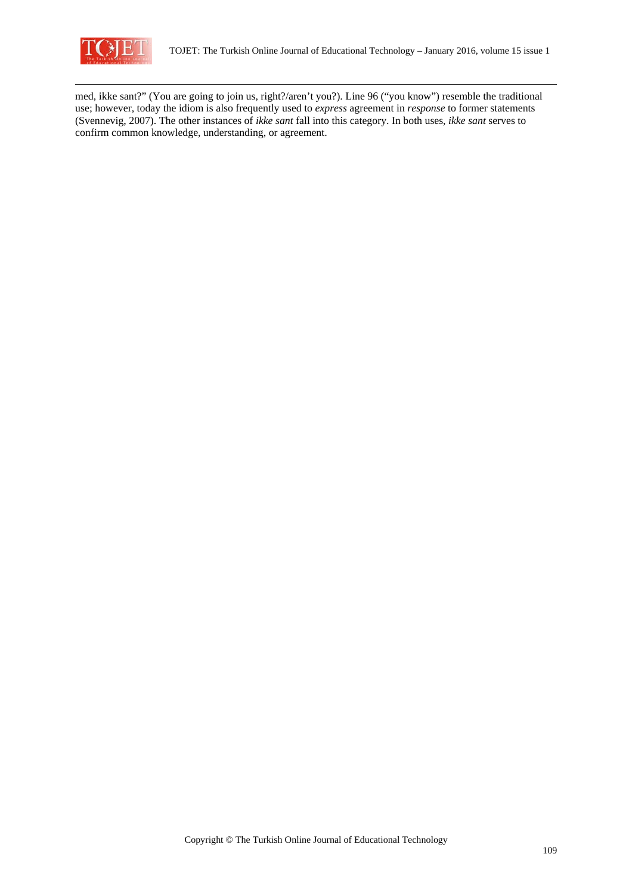med, ikke sant?" (You are going to join us, right?/aren't you?). Line 96 ("you know") resemble the traditional use; however, today the idiom is also frequently used to *express* agreement in *response* to former statements (Svennevig, 2007). The other instances of *ikke sant* fall into this category. In both uses, *ikke sant* serves to confirm common knowledge, understanding, or agreement.